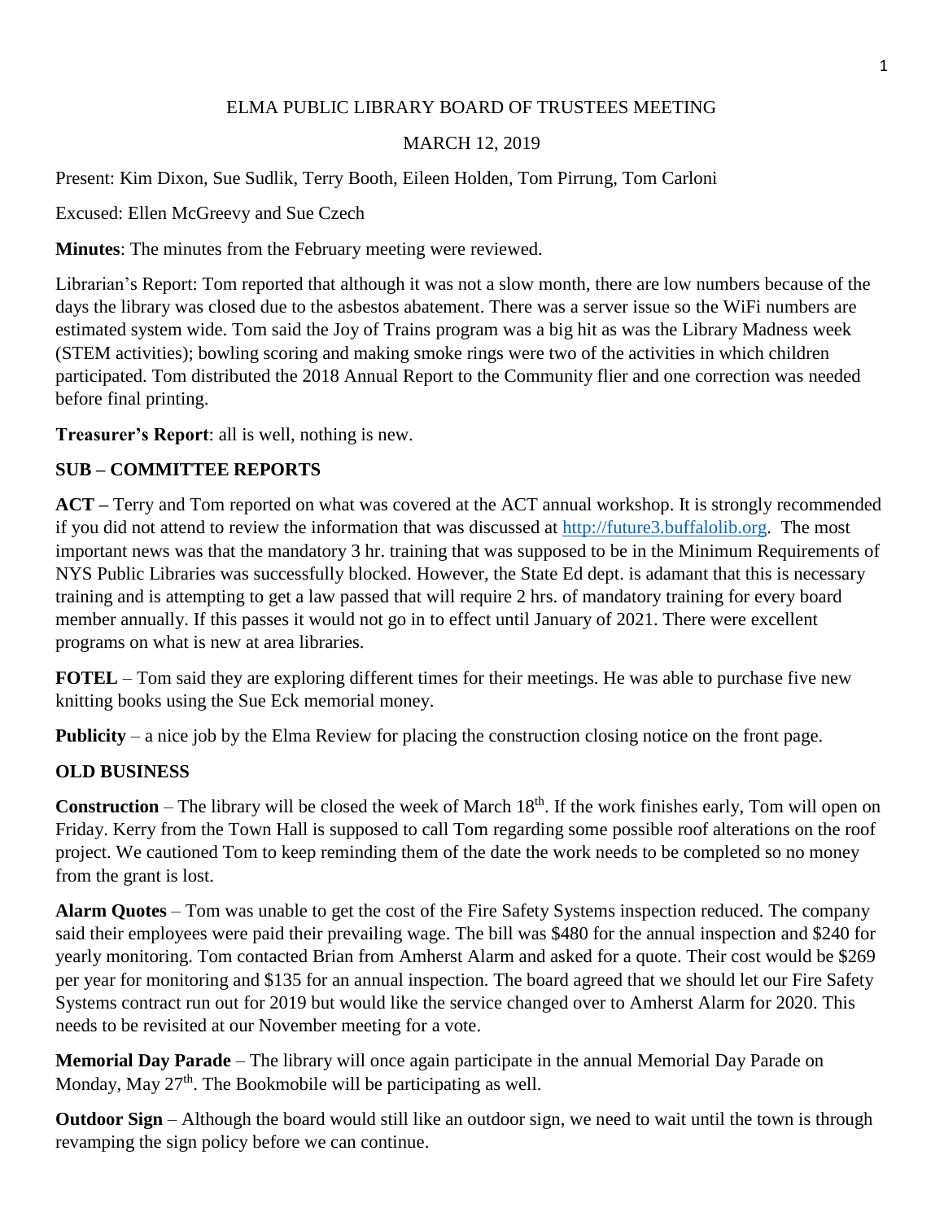# ELMA PUBLIC LIBRARY BOARD OF TRUSTEES MEETING

MARCH 12, 2019

Present: Kim Dixon, Sue Sudlik, Terry Booth, Eileen Holden, Tom Pirrung, Tom Carloni

Excused: Ellen McGreevy and Sue Czech

**Minutes**: The minutes from the February meeting were reviewed.

Librarian's Report: Tom reported that although it was not a slow month, there are low numbers because of the days the library was closed due to the asbestos abatement. There was a server issue so the WiFi numbers are estimated system wide. Tom said the Joy of Trains program was a big hit as was the Library Madness week (STEM activities); bowling scoring and making smoke rings were two of the activities in which children participated. Tom distributed the 2018 Annual Report to the Community flier and one correction was needed before final printing.

**Treasurer's Report**: all is well, nothing is new.

## SUB – COMMITTEE REPORTS

**ACT –** Terry and Tom reported on what was covered at the ACT annual workshop. It is strongly recommended if you did not attend to review the information that was discussed at http://future3.buffalolib.org. The most important news was that the mandatory 3 hr. training that was supposed to be in the Minimum Requirements of NYS Public Libraries was successfully blocked. However, the State Ed dept. is adamant that this is necessary training and is attempting to get a law passed that will require 2 hrs. of mandatory training for every board member annually. If this passes it would not go in to effect until January of 2021. There were excellent programs on what is new at area libraries.

**FOTEL** – Tom said they are exploring different times for their meetings. He was able to purchase five new knitting books using the Sue Eck memorial money.

**Publicity** – a nice job by the Elma Review for placing the construction closing notice on the front page.

## OLD BUSINESS

**Construction** – The library will be closed the week of March 18th. If the work finishes early, Tom will open on Friday. Kerry from the Town Hall is supposed to call Tom regarding some possible roof alterations on the roof project. We cautioned Tom to keep reminding them of the date the work needs to be completed so no money from the grant is lost.

**Alarm Quotes** – Tom was unable to get the cost of the Fire Safety Systems inspection reduced. The company said their employees were paid their prevailing wage. The bill was $480 for the annual inspection and $240 for yearly monitoring. Tom contacted Brian from Amherst Alarm and asked for a quote. Their cost would be $269 per year for monitoring and $135 for an annual inspection. The board agreed that we should let our Fire Safety Systems contract run out for 2019 but would like the service changed over to Amherst Alarm for 2020. This needs to be revisited at our November meeting for a vote.

**Memorial Day Parade** – The library will once again participate in the annual Memorial Day Parade on Monday, May 27th. The Bookmobile will be participating as well.

**Outdoor Sign** – Although the board would still like an outdoor sign, we need to wait until the town is through revamping the sign policy before we can continue.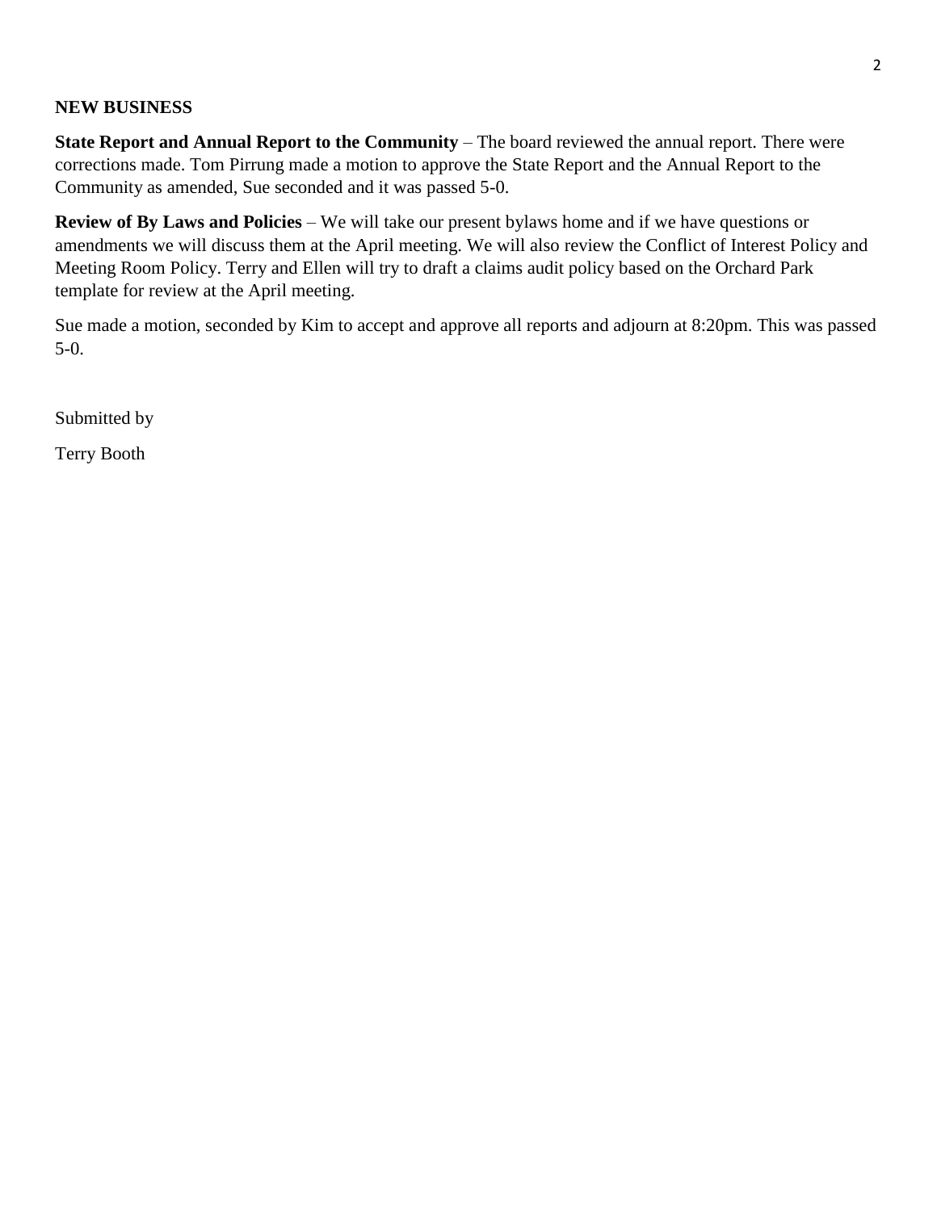**NEW BUSINESS**

**State Report and Annual Report to the Community** – The board reviewed the annual report. There were corrections made. Tom Pirrung made a motion to approve the State Report and the Annual Report to the Community as amended, Sue seconded and it was passed 5-0.

**Review of By Laws and Policies** – We will take our present bylaws home and if we have questions or amendments we will discuss them at the April meeting. We will also review the Conflict of Interest Policy and Meeting Room Policy. Terry and Ellen will try to draft a claims audit policy based on the Orchard Park template for review at the April meeting.

Sue made a motion, seconded by Kim to accept and approve all reports and adjourn at 8:20pm. This was passed 5-0.

Submitted by

Terry Booth